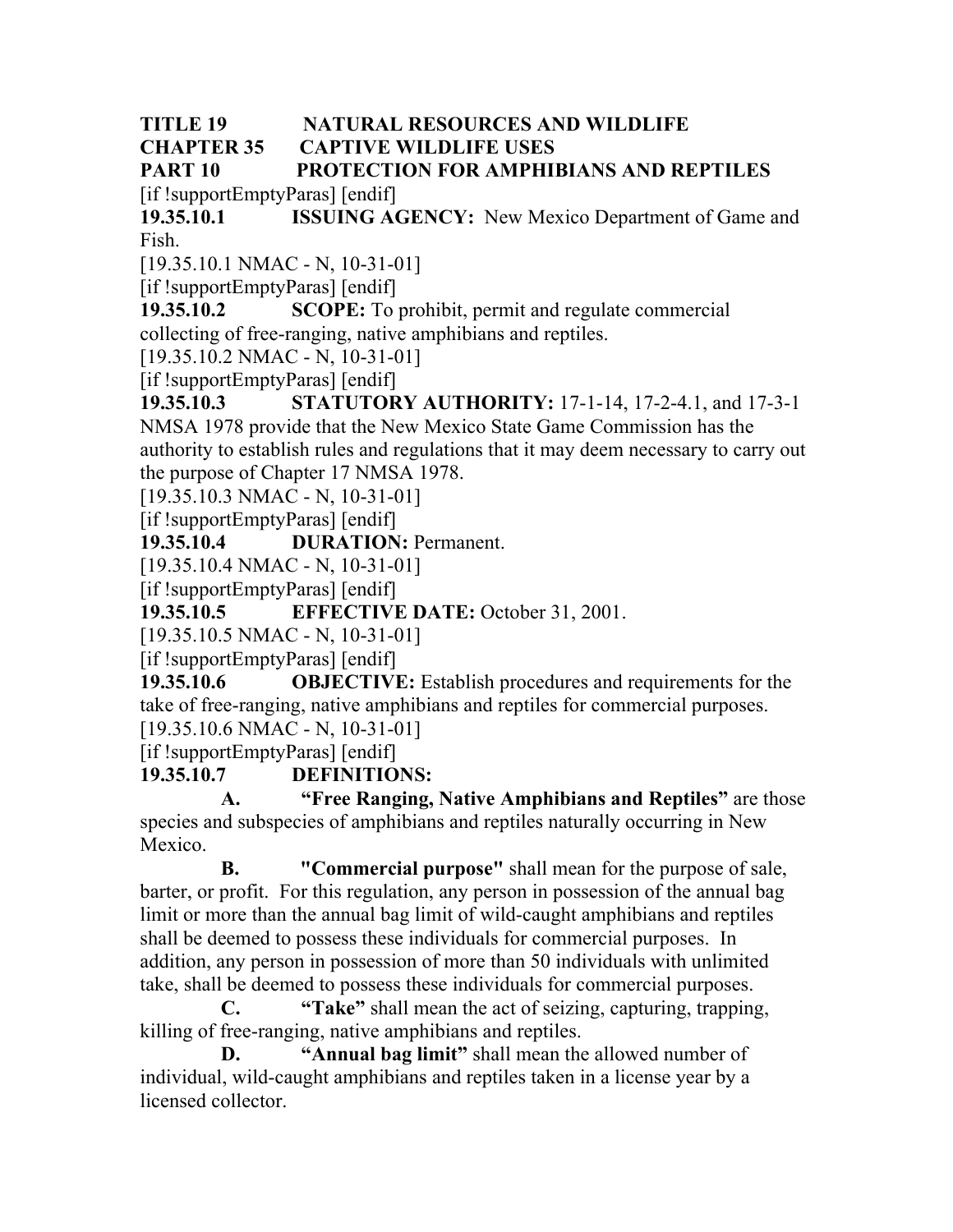**TITLE 19 NATURAL RESOURCES AND WILDLIFE**
**CHAPTER 35 CAPTIVE WILDLIFE USES**
**PART 10 PROTECTION FOR AMPHIBIANS AND REPTILES**
[if !supportEmptyParas] [endif]

**19.35.10.1 ISSUING AGENCY:** New Mexico Department of Game and Fish.
[19.35.10.1 NMAC - N, 10-31-01]
[if !supportEmptyParas] [endif]

**19.35.10.2 SCOPE:** To prohibit, permit and regulate commercial collecting of free-ranging, native amphibians and reptiles.
[19.35.10.2 NMAC - N, 10-31-01]
[if !supportEmptyParas] [endif]

**19.35.10.3 STATUTORY AUTHORITY:** 17-1-14, 17-2-4.1, and 17-3-1 NMSA 1978 provide that the New Mexico State Game Commission has the authority to establish rules and regulations that it may deem necessary to carry out the purpose of Chapter 17 NMSA 1978.
[19.35.10.3 NMAC - N, 10-31-01]
[if !supportEmptyParas] [endif]

**19.35.10.4 DURATION:** Permanent.
[19.35.10.4 NMAC - N, 10-31-01]
[if !supportEmptyParas] [endif]

**19.35.10.5 EFFECTIVE DATE:** October 31, 2001.
[19.35.10.5 NMAC - N, 10-31-01]
[if !supportEmptyParas] [endif]

**19.35.10.6 OBJECTIVE:** Establish procedures and requirements for the take of free-ranging, native amphibians and reptiles for commercial purposes.
[19.35.10.6 NMAC - N, 10-31-01]
[if !supportEmptyParas] [endif]

**19.35.10.7 DEFINITIONS:**

**A. "Free Ranging, Native Amphibians and Reptiles"** are those species and subspecies of amphibians and reptiles naturally occurring in New Mexico.

**B. "Commercial purpose"** shall mean for the purpose of sale, barter, or profit. For this regulation, any person in possession of the annual bag limit or more than the annual bag limit of wild-caught amphibians and reptiles shall be deemed to possess these individuals for commercial purposes. In addition, any person in possession of more than 50 individuals with unlimited take, shall be deemed to possess these individuals for commercial purposes.

**C. "Take"** shall mean the act of seizing, capturing, trapping, killing of free-ranging, native amphibians and reptiles.

**D. "Annual bag limit"** shall mean the allowed number of individual, wild-caught amphibians and reptiles taken in a license year by a licensed collector.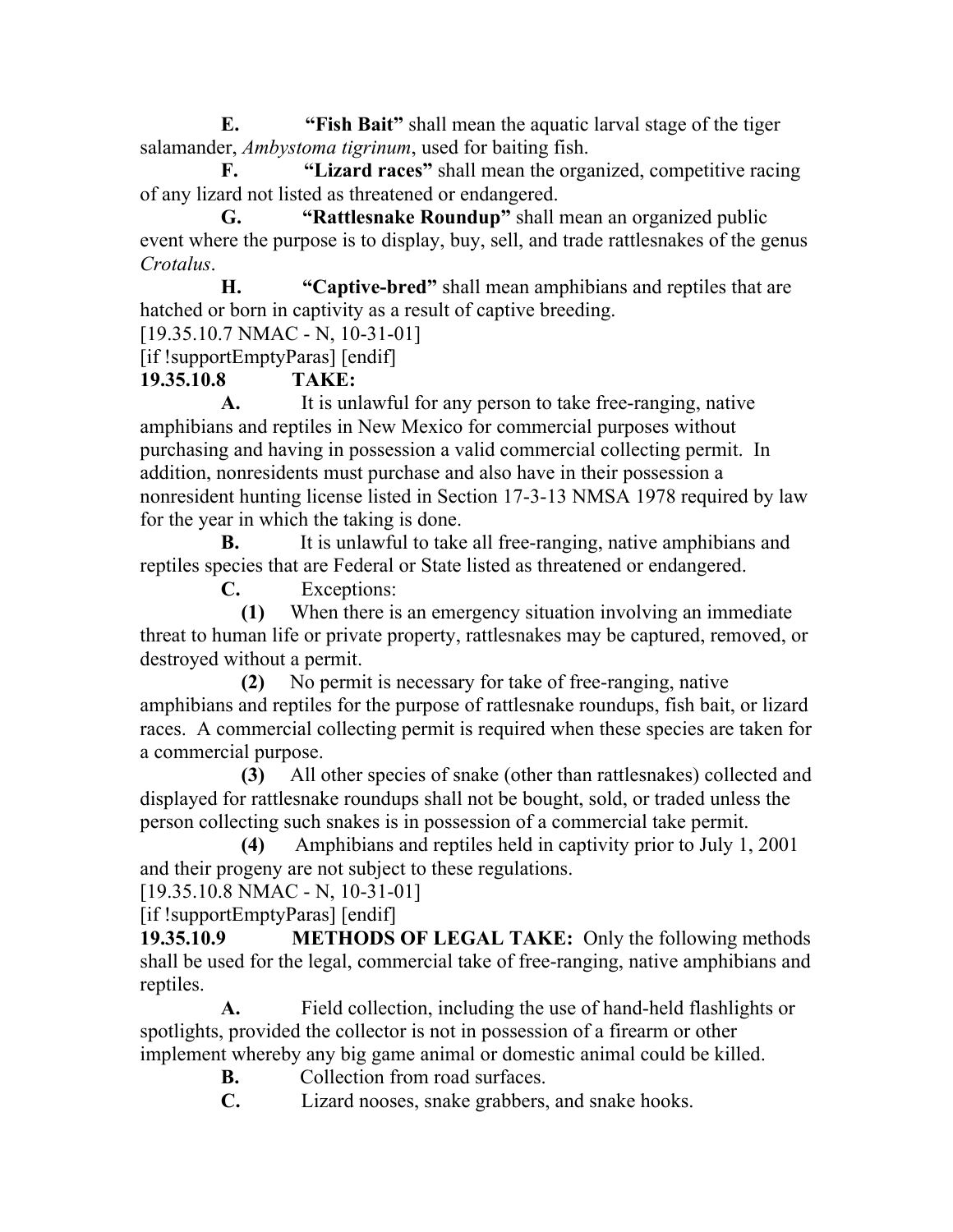**E.** **"Fish Bait"** shall mean the aquatic larval stage of the tiger salamander, *Ambystoma tigrinum*, used for baiting fish.

**F.** **"Lizard races"** shall mean the organized, competitive racing of any lizard not listed as threatened or endangered.

**G.** **"Rattlesnake Roundup"** shall mean an organized public event where the purpose is to display, buy, sell, and trade rattlesnakes of the genus *Crotalus*.

**H.** **"Captive-bred"** shall mean amphibians and reptiles that are hatched or born in captivity as a result of captive breeding.

[19.35.10.7 NMAC - N, 10-31-01]

[if !supportEmptyParas] [endif]

**19.35.10.8 TAKE:**

**A.** It is unlawful for any person to take free-ranging, native amphibians and reptiles in New Mexico for commercial purposes without purchasing and having in possession a valid commercial collecting permit. In addition, nonresidents must purchase and also have in their possession a nonresident hunting license listed in Section 17-3-13 NMSA 1978 required by law for the year in which the taking is done.

**B.** It is unlawful to take all free-ranging, native amphibians and reptiles species that are Federal or State listed as threatened or endangered.

**C.** Exceptions:

**(1)** When there is an emergency situation involving an immediate threat to human life or private property, rattlesnakes may be captured, removed, or destroyed without a permit.

**(2)** No permit is necessary for take of free-ranging, native amphibians and reptiles for the purpose of rattlesnake roundups, fish bait, or lizard races. A commercial collecting permit is required when these species are taken for a commercial purpose.

**(3)** All other species of snake (other than rattlesnakes) collected and displayed for rattlesnake roundups shall not be bought, sold, or traded unless the person collecting such snakes is in possession of a commercial take permit.

**(4)** Amphibians and reptiles held in captivity prior to July 1, 2001 and their progeny are not subject to these regulations.

[19.35.10.8 NMAC - N, 10-31-01]

[if !supportEmptyParas] [endif]

**19.35.10.9 METHODS OF LEGAL TAKE:** Only the following methods shall be used for the legal, commercial take of free-ranging, native amphibians and reptiles.

**A.** Field collection, including the use of hand-held flashlights or spotlights, provided the collector is not in possession of a firearm or other implement whereby any big game animal or domestic animal could be killed.

**B.** Collection from road surfaces.

**C.** Lizard nooses, snake grabbers, and snake hooks.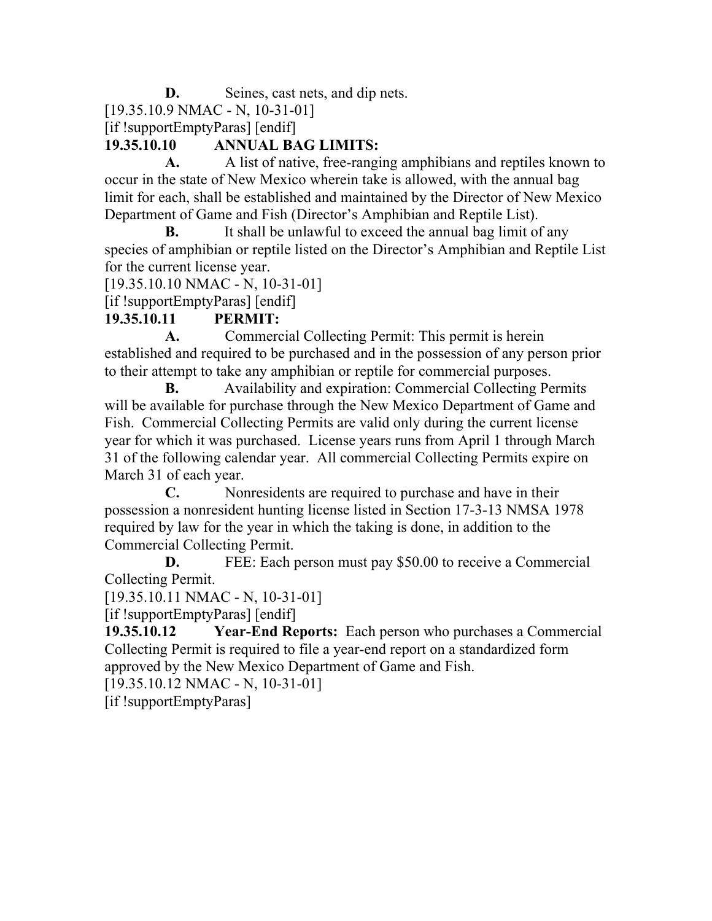**D.** Seines, cast nets, and dip nets.

[19.35.10.9 NMAC - N, 10-31-01]

[if !supportEmptyParas] [endif]

**19.35.10.10 ANNUAL BAG LIMITS:**

**A.** A list of native, free-ranging amphibians and reptiles known to occur in the state of New Mexico wherein take is allowed, with the annual bag limit for each, shall be established and maintained by the Director of New Mexico Department of Game and Fish (Director's Amphibian and Reptile List).

**B.** It shall be unlawful to exceed the annual bag limit of any species of amphibian or reptile listed on the Director's Amphibian and Reptile List for the current license year.

[19.35.10.10 NMAC - N, 10-31-01]

[if !supportEmptyParas] [endif]

**19.35.10.11 PERMIT:**

**A.** Commercial Collecting Permit: This permit is herein established and required to be purchased and in the possession of any person prior to their attempt to take any amphibian or reptile for commercial purposes.

**B.** Availability and expiration: Commercial Collecting Permits will be available for purchase through the New Mexico Department of Game and Fish. Commercial Collecting Permits are valid only during the current license year for which it was purchased. License years runs from April 1 through March 31 of the following calendar year. All commercial Collecting Permits expire on March 31 of each year.

**C.** Nonresidents are required to purchase and have in their possession a nonresident hunting license listed in Section 17-3-13 NMSA 1978 required by law for the year in which the taking is done, in addition to the Commercial Collecting Permit.

**D.** FEE: Each person must pay $50.00 to receive a Commercial Collecting Permit.

[19.35.10.11 NMAC - N, 10-31-01]

[if !supportEmptyParas] [endif]

**19.35.10.12 Year-End Reports:** Each person who purchases a Commercial Collecting Permit is required to file a year-end report on a standardized form approved by the New Mexico Department of Game and Fish.

[19.35.10.12 NMAC - N, 10-31-01]

[if !supportEmptyParas]